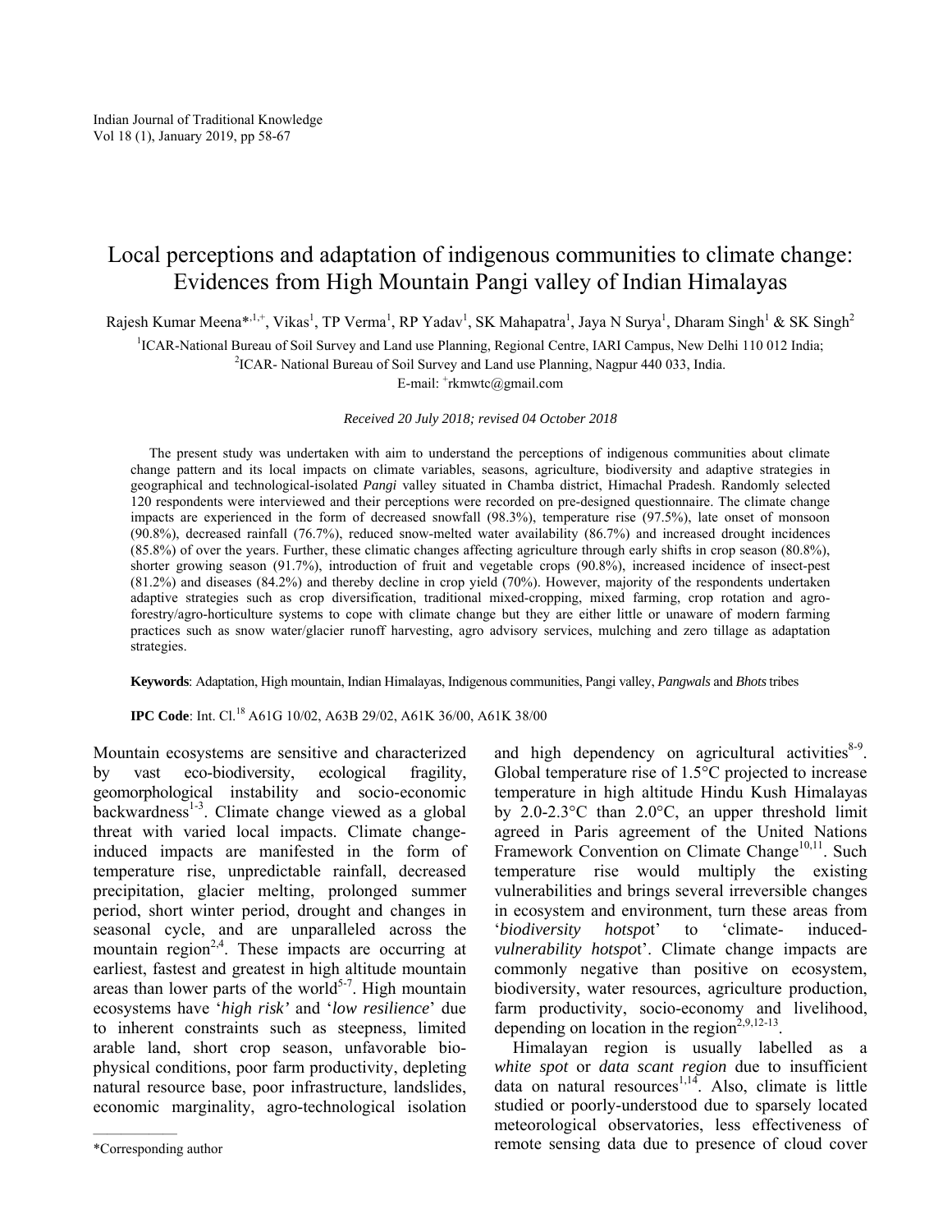# Local perceptions and adaptation of indigenous communities to climate change: Evidences from High Mountain Pangi valley of Indian Himalayas

Rajesh Kumar Meena*[,1,+], Vikas[1], TP Verma[1], RP Yadav[1], SK Mahapatra[1], Jaya N Surya[1], Dharam Singh[1] & SK Singh[2]

[1]ICAR-National Bureau of Soil Survey and Land use Planning, Regional Centre, IARI Campus, New Delhi 110 012 India;

[2]ICAR- National Bureau of Soil Survey and Land use Planning, Nagpur 440 033, India.

E-mail: [+]rkmwtc@gmail.com

*Received 20 July 2018; revised 04 October 2018*

The present study was undertaken with aim to understand the perceptions of indigenous communities about climate change pattern and its local impacts on climate variables, seasons, agriculture, biodiversity and adaptive strategies in geographical and technological-isolated *Pangi* valley situated in Chamba district, Himachal Pradesh. Randomly selected 120 respondents were interviewed and their perceptions were recorded on pre-designed questionnaire. The climate change impacts are experienced in the form of decreased snowfall (98.3%), temperature rise (97.5%), late onset of monsoon (90.8%), decreased rainfall (76.7%), reduced snow-melted water availability (86.7%) and increased drought incidences (85.8%) of over the years. Further, these climatic changes affecting agriculture through early shifts in crop season (80.8%), shorter growing season (91.7%), introduction of fruit and vegetable crops (90.8%), increased incidence of insect-pest (81.2%) and diseases (84.2%) and thereby decline in crop yield (70%). However, majority of the respondents undertaken adaptive strategies such as crop diversification, traditional mixed-cropping, mixed farming, crop rotation and agro-forestry/agro-horticulture systems to cope with climate change but they are either little or unaware of modern farming practices such as snow water/glacier runoff harvesting, agro advisory services, mulching and zero tillage as adaptation strategies.

**Keywords**: Adaptation, High mountain, Indian Himalayas, Indigenous communities, Pangi valley, *Pangwals* and *Bhots* tribes

**IPC Code**: Int. Cl.[18] A61G 10/02, A63B 29/02, A61K 36/00, A61K 38/00

Mountain ecosystems are sensitive and characterized by vast eco-biodiversity, ecological fragility, geomorphological instability and socio-economic backwardness[1-3]. Climate change viewed as a global threat with varied local impacts. Climate change-induced impacts are manifested in the form of temperature rise, unpredictable rainfall, decreased precipitation, glacier melting, prolonged summer period, short winter period, drought and changes in seasonal cycle, and are unparalleled across the mountain region[2,4]. These impacts are occurring at earliest, fastest and greatest in high altitude mountain areas than lower parts of the world[5-7]. High mountain ecosystems have '*high risk*' and '*low resilience*' due to inherent constraints such as steepness, limited arable land, short crop season, unfavorable bio-physical conditions, poor farm productivity, depleting natural resource base, poor infrastructure, landslides, economic marginality, agro-technological isolation and high dependency on agricultural activities[8-9]. Global temperature rise of 1.5°C projected to increase temperature in high altitude Hindu Kush Himalayas by 2.0-2.3°C than 2.0°C, an upper threshold limit agreed in Paris agreement of the United Nations Framework Convention on Climate Change[10,11]. Such temperature rise would multiply the existing vulnerabilities and brings several irreversible changes in ecosystem and environment, turn these areas from '*biodiversity hotspot*' to 'climate- induced-*vulnerability hotspot*'. Climate change impacts are commonly negative than positive on ecosystem, biodiversity, water resources, agriculture production, farm productivity, socio-economy and livelihood, depending on location in the region[2,9,12-13].

Himalayan region is usually labelled as a *white spot* or *data scant region* due to insufficient data on natural resources[1,14]. Also, climate is little studied or poorly-understood due to sparsely located meteorological observatories, less effectiveness of remote sensing data due to presence of cloud cover

*Corresponding author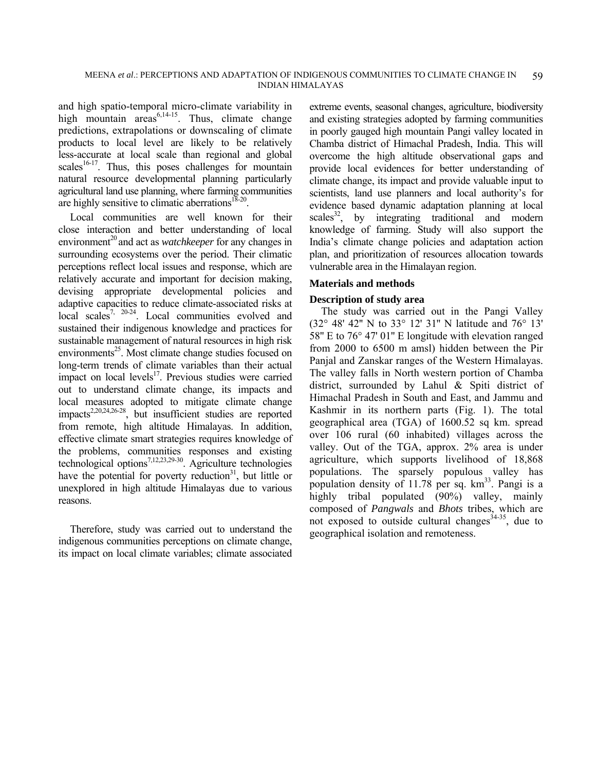and high spatio-temporal micro-climate variability in high mountain areas[6,14-15]. Thus, climate change predictions, extrapolations or downscaling of climate products to local level are likely to be relatively less-accurate at local scale than regional and global scales[16-17]. Thus, this poses challenges for mountain natural resource developmental planning particularly agricultural land use planning, where farming communities are highly sensitive to climatic aberrations[18-20].

Local communities are well known for their close interaction and better understanding of local environment[20] and act as *watchkeeper* for any changes in surrounding ecosystems over the period. Their climatic perceptions reflect local issues and response, which are relatively accurate and important for decision making, devising appropriate developmental policies and adaptive capacities to reduce climate-associated risks at local scales[7, 20-24]. Local communities evolved and sustained their indigenous knowledge and practices for sustainable management of natural resources in high risk environments[25]. Most climate change studies focused on long-term trends of climate variables than their actual impact on local levels[17]. Previous studies were carried out to understand climate change, its impacts and local measures adopted to mitigate climate change impacts[2,20,24,26-28], but insufficient studies are reported from remote, high altitude Himalayas. In addition, effective climate smart strategies requires knowledge of the problems, communities responses and existing technological options[7,12,23,29-30]. Agriculture technologies have the potential for poverty reduction[31], but little or unexplored in high altitude Himalayas due to various reasons.

Therefore, study was carried out to understand the indigenous communities perceptions on climate change, its impact on local climate variables; climate associated extreme events, seasonal changes, agriculture, biodiversity and existing strategies adopted by farming communities in poorly gauged high mountain Pangi valley located in Chamba district of Himachal Pradesh, India. This will overcome the high altitude observational gaps and provide local evidences for better understanding of climate change, its impact and provide valuable input to scientists, land use planners and local authority's for evidence based dynamic adaptation planning at local scales[32], by integrating traditional and modern knowledge of farming. Study will also support the India's climate change policies and adaptation action plan, and prioritization of resources allocation towards vulnerable area in the Himalayan region.

## Materials and methods

### Description of study area

The study was carried out in the Pangi Valley (32° 48' 42" N to 33° 12' 31" N latitude and 76° 13' 58" E to 76° 47' 01" E longitude with elevation ranged from 2000 to 6500 m amsl) hidden between the Pir Panjal and Zanskar ranges of the Western Himalayas. The valley falls in North western portion of Chamba district, surrounded by Lahul & Spiti district of Himachal Pradesh in South and East, and Jammu and Kashmir in its northern parts (Fig. 1). The total geographical area (TGA) of 1600.52 sq km. spread over 106 rural (60 inhabited) villages across the valley. Out of the TGA, approx. 2% area is under agriculture, which supports livelihood of 18,868 populations. The sparsely populous valley has population density of 11.78 per sq. km[33]. Pangi is a highly tribal populated (90%) valley, mainly composed of *Pangwals* and *Bhots* tribes, which are not exposed to outside cultural changes[34-35], due to geographical isolation and remoteness.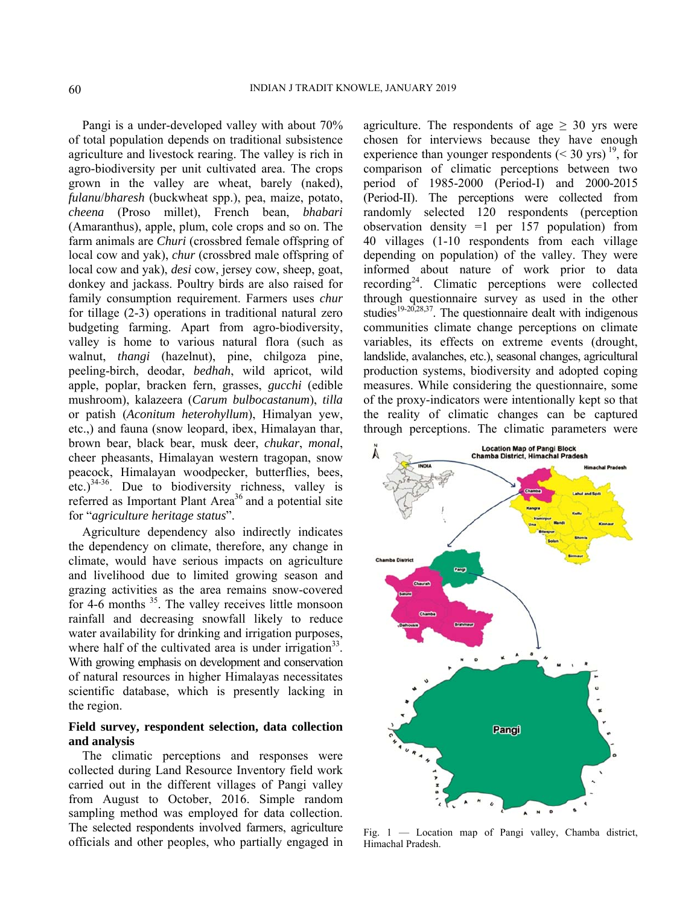Pangi is a under-developed valley with about 70% of total population depends on traditional subsistence agriculture and livestock rearing. The valley is rich in agro-biodiversity per unit cultivated area. The crops grown in the valley are wheat, barely (naked), *fulanu*/*bharesh* (buckwheat spp.), pea, maize, potato, *cheena* (Proso millet), French bean, *bhabari* (Amaranthus), apple, plum, cole crops and so on. The farm animals are *Churi* (crossbred female offspring of local cow and yak), *chur* (crossbred male offspring of local cow and yak), *desi* cow, jersey cow, sheep, goat, donkey and jackass. Poultry birds are also raised for family consumption requirement. Farmers uses *chur* for tillage (2-3) operations in traditional natural zero budgeting farming. Apart from agro-biodiversity, valley is home to various natural flora (such as walnut, *thangi* (hazelnut), pine, chilgoza pine, peeling-birch, deodar, *bedhah*, wild apricot, wild apple, poplar, bracken fern, grasses, *gucchi* (edible mushroom), kalazeera (*Carum bulbocastanum*), *tilla* or patish (*Aconitum heterohyllum*), Himalayan yew, etc.,) and fauna (snow leopard, ibex, Himalayan thar, brown bear, black bear, musk deer, *chukar*, *monal*, cheer pheasants, Himalayan western tragopan, snow peacock, Himalayan woodpecker, butterflies, bees, etc.)[34-36]. Due to biodiversity richness, valley is referred as Important Plant Area[36] and a potential site for "*agriculture heritage status*".

Agriculture dependency also indirectly indicates the dependency on climate, therefore, any change in climate, would have serious impacts on agriculture and livelihood due to limited growing season and grazing activities as the area remains snow-covered for 4-6 months [35]. The valley receives little monsoon rainfall and decreasing snowfall likely to reduce water availability for drinking and irrigation purposes, where half of the cultivated area is under irrigation[33]. With growing emphasis on development and conservation of natural resources in higher Himalayas necessitates scientific database, which is presently lacking in the region.

### Field survey, respondent selection, data collection and analysis

The climatic perceptions and responses were collected during Land Resource Inventory field work carried out in the different villages of Pangi valley from August to October, 2016. Simple random sampling method was employed for data collection. The selected respondents involved farmers, agriculture officials and other peoples, who partially engaged in agriculture. The respondents of age $\geq$ 30 yrs were chosen for interviews because they have enough experience than younger respondents (< 30 yrs) [19], for comparison of climatic perceptions between two period of 1985-2000 (Period-I) and 2000-2015 (Period-II). The perceptions were collected from randomly selected 120 respondents (perception observation density =1 per 157 population) from 40 villages (1-10 respondents from each village depending on population) of the valley. They were informed about nature of work prior to data recording[24]. Climatic perceptions were collected through questionnaire survey as used in the other studies[19-20,28,37]. The questionnaire dealt with indigenous communities climate change perceptions on climate variables, its effects on extreme events (drought, landslide, avalanches, etc.), seasonal changes, agricultural production systems, biodiversity and adopted coping measures. While considering the questionnaire, some of the proxy-indicators were intentionally kept so that the reality of climatic changes can be captured through perceptions. The climatic parameters were

Fig. 1 — Location map of Pangi valley, Chamba district, Himachal Pradesh.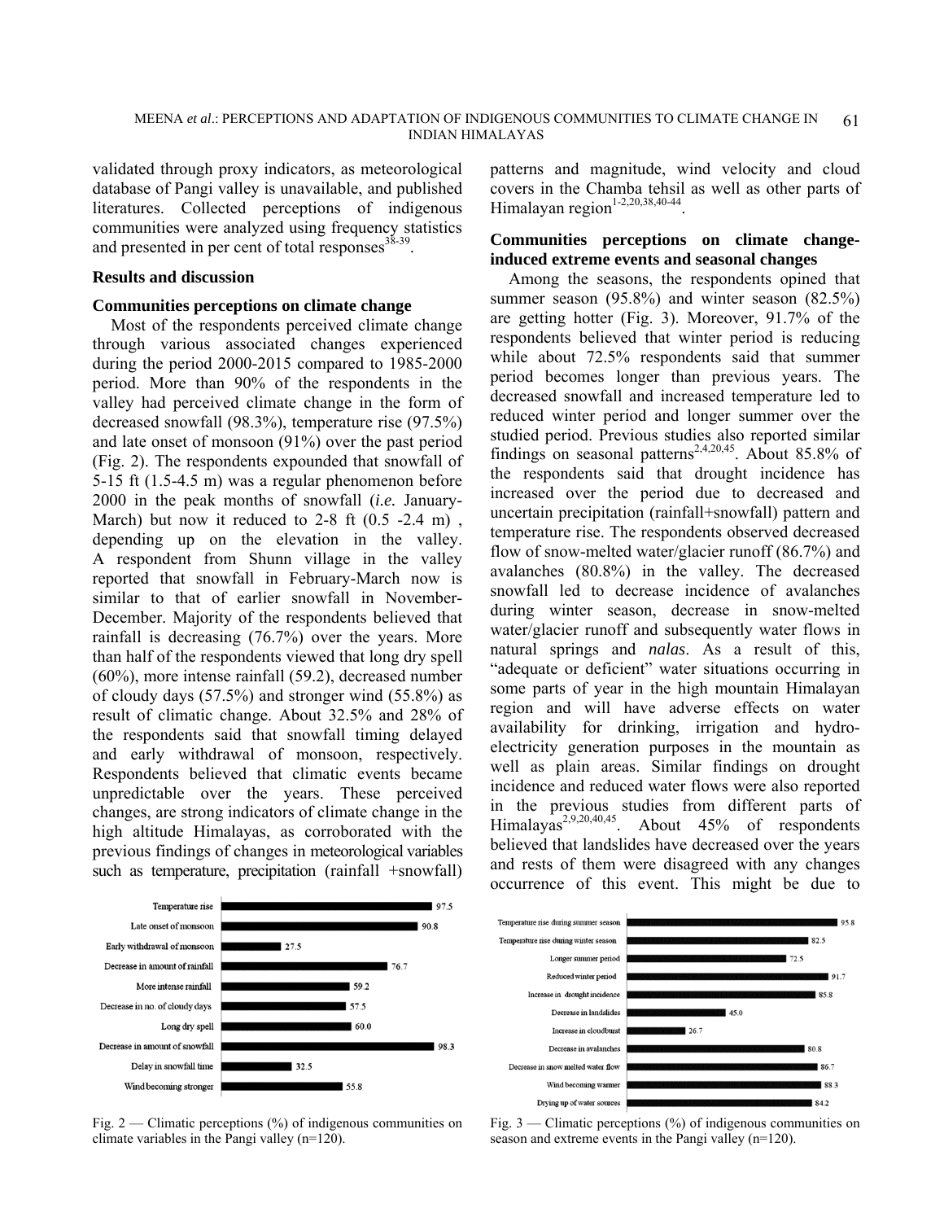validated through proxy indicators, as meteorological database of Pangi valley is unavailable, and published literatures. Collected perceptions of indigenous communities were analyzed using frequency statistics and presented in per cent of total responses[38-39].

## Results and discussion

### Communities perceptions on climate change

Most of the respondents perceived climate change through various associated changes experienced during the period 2000-2015 compared to 1985-2000 period. More than 90% of the respondents in the valley had perceived climate change in the form of decreased snowfall (98.3%), temperature rise (97.5%) and late onset of monsoon (91%) over the past period (Fig. 2). The respondents expounded that snowfall of 5-15 ft (1.5-4.5 m) was a regular phenomenon before 2000 in the peak months of snowfall (*i.e.* January-March) but now it reduced to 2-8 ft (0.5 -2.4 m) , depending up on the elevation in the valley. A respondent from Shunn village in the valley reported that snowfall in February-March now is similar to that of earlier snowfall in November-December. Majority of the respondents believed that rainfall is decreasing (76.7%) over the years. More than half of the respondents viewed that long dry spell (60%), more intense rainfall (59.2), decreased number of cloudy days (57.5%) and stronger wind (55.8%) as result of climatic change. About 32.5% and 28% of the respondents said that snowfall timing delayed and early withdrawal of monsoon, respectively. Respondents believed that climatic events became unpredictable over the years. These perceived changes, are strong indicators of climate change in the high altitude Himalayas, as corroborated with the previous findings of changes in meteorological variables such as temperature, precipitation (rainfall +snowfall) patterns and magnitude, wind velocity and cloud covers in the Chamba tehsil as well as other parts of Himalayan region[1-2,20,38,40-44].

| Climatic variable | % |
|---|---|
| Temperature rise | 97.5 |
| Late onset of monsoon | 90.8 |
| Early withdrawal of monsoon | 27.5 |
| Decrease in amount of rainfall | 76.7 |
| More intense rainfall | 59.2 |
| Decrease in no. of cloudy days | 57.5 |
| Long dry spell | 60.0 |
| Decrease in amount of snowfall | 98.3 |
| Delay in snowfall time | 32.5 |
| Wind becoming stronger | 55.8 |

Fig. 2 — Climatic perceptions (%) of indigenous communities on climate variables in the Pangi valley (n=120).

### Communities perceptions on climate change-induced extreme events and seasonal changes

Among the seasons, the respondents opined that summer season (95.8%) and winter season (82.5%) are getting hotter (Fig. 3). Moreover, 91.7% of the respondents believed that winter period is reducing while about 72.5% respondents said that summer period becomes longer than previous years. The decreased snowfall and increased temperature led to reduced winter period and longer summer over the studied period. Previous studies also reported similar findings on seasonal patterns[2,4,20,45]. About 85.8% of the respondents said that drought incidence has increased over the period due to decreased and uncertain precipitation (rainfall+snowfall) pattern and temperature rise. The respondents observed decreased flow of snow-melted water/glacier runoff (86.7%) and avalanches (80.8%) in the valley. The decreased snowfall led to decrease incidence of avalanches during winter season, decrease in snow-melted water/glacier runoff and subsequently water flows in natural springs and *nalas*. As a result of this, "adequate or deficient" water situations occurring in some parts of year in the high mountain Himalayan region and will have adverse effects on water availability for drinking, irrigation and hydro-electricity generation purposes in the mountain as well as plain areas. Similar findings on drought incidence and reduced water flows were also reported in the previous studies from different parts of Himalayas[2,9,20,40,45]. About 45% of respondents believed that landslides have decreased over the years and rests of them were disagreed with any changes occurrence of this event. This might be due to

| Perception | % |
|---|---|
| Temperature rise during summer season | 95.8 |
| Temperature rise during winter season | 82.5 |
| Longer summer period | 72.5 |
| Reduced winter period | 91.7 |
| Increase in drought incidence | 85.8 |
| Decrease in landslides | 45.0 |
| Increase in cloudburst | 26.7 |
| Decrease in avalanches | 80.8 |
| Decrease in snow melted water flow | 86.7 |
| Wind becoming warmer | 88.3 |
| Drying up of water sources | 84.2 |

Fig. 3 — Climatic perceptions (%) of indigenous communities on season and extreme events in the Pangi valley (n=120).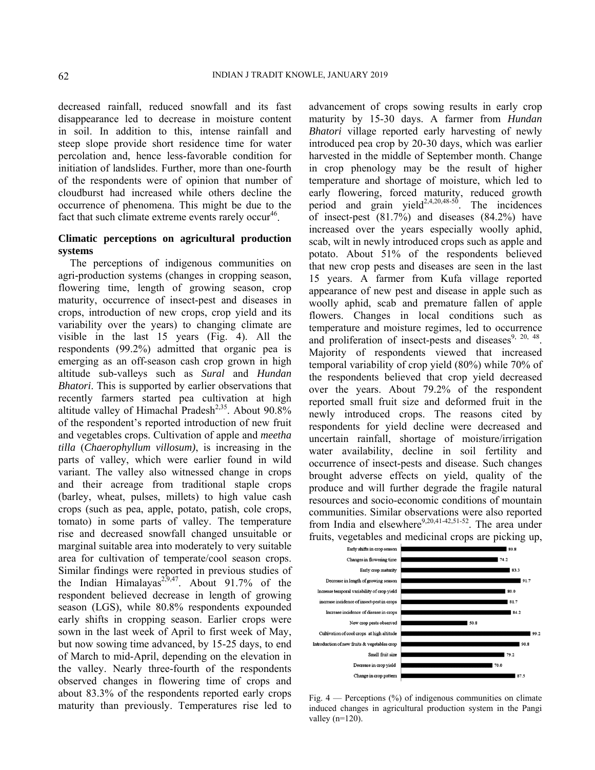decreased rainfall, reduced snowfall and its fast disappearance led to decrease in moisture content in soil. In addition to this, intense rainfall and steep slope provide short residence time for water percolation and, hence less-favorable condition for initiation of landslides. Further, more than one-fourth of the respondents were of opinion that number of cloudburst had increased while others decline the occurrence of phenomena. This might be due to the fact that such climate extreme events rarely occur[46].

## Climatic perceptions on agricultural production systems

The perceptions of indigenous communities on agri-production systems (changes in cropping season, flowering time, length of growing season, crop maturity, occurrence of insect-pest and diseases in crops, introduction of new crops, crop yield and its variability over the years) to changing climate are visible in the last 15 years (Fig. 4). All the respondents (99.2%) admitted that organic pea is emerging as an off-season cash crop grown in high altitude sub-valleys such as *Sural* and *Hundan Bhatori*. This is supported by earlier observations that recently farmers started pea cultivation at high altitude valley of Himachal Pradesh[2,35]. About 90.8% of the respondent's reported introduction of new fruit and vegetables crops. Cultivation of apple and *meetha tilla* (*Chaerophyllum villosum)*, is increasing in the parts of valley, which were earlier found in wild variant. The valley also witnessed change in crops and their acreage from traditional staple crops (barley, wheat, pulses, millets) to high value cash crops (such as pea, apple, potato, patish, cole crops, tomato) in some parts of valley. The temperature rise and decreased snowfall changed unsuitable or marginal suitable area into moderately to very suitable area for cultivation of temperate/cool season crops. Similar findings were reported in previous studies of the Indian Himalayas[2,9,47]. About 91.7% of the respondent believed decrease in length of growing season (LGS), while 80.8% respondents expounded early shifts in cropping season. Earlier crops were sown in the last week of April to first week of May, but now sowing time advanced, by 15-25 days, to end of March to mid-April, depending on the elevation in the valley. Nearly three-fourth of the respondents observed changes in flowering time of crops and about 83.3% of the respondents reported early crops maturity than previously. Temperatures rise led to advancement of crops sowing results in early crop maturity by 15-30 days. A farmer from *Hundan Bhatori* village reported early harvesting of newly introduced pea crop by 20-30 days, which was earlier harvested in the middle of September month. Change in crop phenology may be the result of higher temperature and shortage of moisture, which led to early flowering, forced maturity, reduced growth period and grain yield[2,4,20,48-50]. The incidences of insect-pest (81.7%) and diseases (84.2%) have increased over the years especially woolly aphid, scab, wilt in newly introduced crops such as apple and potato. About 51% of the respondents believed that new crop pests and diseases are seen in the last 15 years. A farmer from Kufa village reported appearance of new pest and disease in apple such as woolly aphid, scab and premature fallen of apple flowers. Changes in local conditions such as temperature and moisture regimes, led to occurrence and proliferation of insect-pests and diseases[9, 20, 48]. Majority of respondents viewed that increased temporal variability of crop yield (80%) while 70% of the respondents believed that crop yield decreased over the years. About 79.2% of the respondent reported small fruit size and deformed fruit in the newly introduced crops. The reasons cited by respondents for yield decline were decreased and uncertain rainfall, shortage of moisture/irrigation water availability, decline in soil fertility and occurrence of insect-pests and disease. Such changes brought adverse effects on yield, quality of the produce and will further degrade the fragile natural resources and socio-economic conditions of mountain communities. Similar observations were also reported from India and elsewhere[9,20,41-42,51-52]. The area under fruits, vegetables and medicinal crops are picking up,

| Perception | % |
|---|---|
| Early shifts in crop season | 80.8 |
| Changes in flowering time | 74.2 |
| Early crop maturity | 83.3 |
| Decrease in length of growing season | 91.7 |
| Increase temporal variability of crop yield | 80.0 |
| increase incidence of insect-pest in crops | 81.7 |
| Increase incidence of disease in crops | 84.2 |
| New crop pests observed | 50.8 |
| Cultivation of cool crops at high altitude | 99.2 |
| Introduction of new fruits & vegetables crop | 90.8 |
| Small fruit size | 79.2 |
| Decrease in crop yield | 70.0 |
| Change in crop pattern | 87.5 |

Fig. 4 — Perceptions (%) of indigenous communities on climate induced changes in agricultural production system in the Pangi valley (n=120).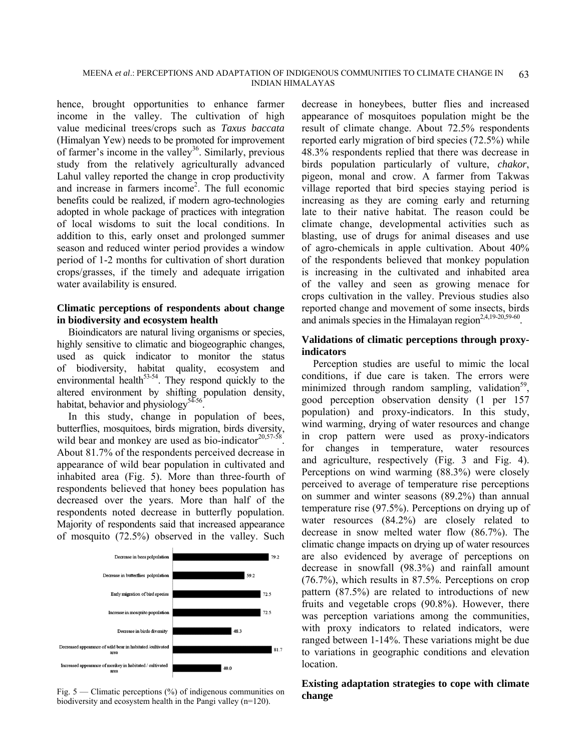hence, brought opportunities to enhance farmer income in the valley. The cultivation of high value medicinal trees/crops such as *Taxus baccata* (Himalyan Yew) needs to be promoted for improvement of farmer's income in the valley[36]. Similarly, previous study from the relatively agriculturally advanced Lahul valley reported the change in crop productivity and increase in farmers income[2]. The full economic benefits could be realized, if modern agro-technologies adopted in whole package of practices with integration of local wisdoms to suit the local conditions. In addition to this, early onset and prolonged summer season and reduced winter period provides a window period of 1-2 months for cultivation of short duration crops/grasses, if the timely and adequate irrigation water availability is ensured.

### Climatic perceptions of respondents about change in biodiversity and ecosystem health

Bioindicators are natural living organisms or species, highly sensitive to climatic and biogeographic changes, used as quick indicator to monitor the status of biodiversity, habitat quality, ecosystem and environmental health[53-54]. They respond quickly to the altered environment by shifting population density, habitat, behavior and physiology[54-56].

In this study, change in population of bees, butterflies, mosquitoes, birds migration, birds diversity, wild bear and monkey are used as bio-indicator[20,57-58]. About 81.7% of the respondents perceived decrease in appearance of wild bear population in cultivated and inhabited area (Fig. 5). More than three-fourth of respondents believed that honey bees population has decreased over the years. More than half of the respondents noted decrease in butterfly population. Majority of respondents said that increased appearance of mosquito (72.5%) observed in the valley. Such decrease in honeybees, butter flies and increased appearance of mosquitoes population might be the result of climate change. About 72.5% respondents reported early migration of bird species (72.5%) while 48.3% respondents replied that there was decrease in birds population particularly of vulture, *chakor*, pigeon, monal and crow. A farmer from Takwas village reported that bird species staying period is increasing as they are coming early and returning late to their native habitat. The reason could be climate change, developmental activities such as blasting, use of drugs for animal diseases and use of agro-chemicals in apple cultivation. About 40% of the respondents believed that monkey population is increasing in the cultivated and inhabited area of the valley and seen as growing menace for crops cultivation in the valley. Previous studies also reported change and movement of some insects, birds and animals species in the Himalayan region[2,4,19-20,59-60].

| Perception | % |
|---|---|
| Decrease in bees polpulation | 79.2 |
| Decrease in butterflies polpulation | 59.2 |
| Early migration of bird species | 72.5 |
| Increase in mosquito population | 72.5 |
| Decrease in birds diversity | 48.3 |
| Decreased appearance of wild bear in habitated /cultivated area | 81.7 |
| Increased appearance of monkey in habitated / cultivated area | 40.0 |

Fig. 5 — Climatic perceptions (%) of indigenous communities on biodiversity and ecosystem health in the Pangi valley (n=120).

### Validations of climatic perceptions through proxy-indicators

Perception studies are useful to mimic the local conditions, if due care is taken. The errors were minimized through random sampling, validation[59], good perception observation density (1 per 157 population) and proxy-indicators. In this study, wind warming, drying of water resources and change in crop pattern were used as proxy-indicators for changes in temperature, water resources and agriculture, respectively (Fig. 3 and Fig. 4). Perceptions on wind warming (88.3%) were closely perceived to average of temperature rise perceptions on summer and winter seasons (89.2%) than annual temperature rise (97.5%). Perceptions on drying up of water resources (84.2%) are closely related to decrease in snow melted water flow (86.7%). The climatic change impacts on drying up of water resources are also evidenced by average of perceptions on decrease in snowfall (98.3%) and rainfall amount (76.7%), which results in 87.5%. Perceptions on crop pattern (87.5%) are related to introductions of new fruits and vegetable crops (90.8%). However, there was perception variations among the communities, with proxy indicators to related indicators, were ranged between 1-14%. These variations might be due to variations in geographic conditions and elevation location.

### Existing adaptation strategies to cope with climate change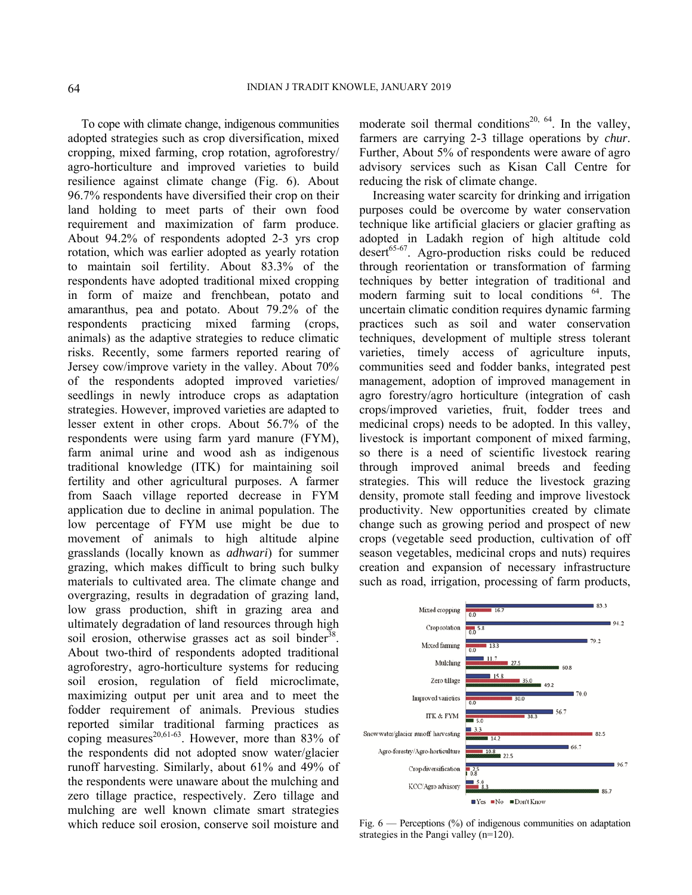To cope with climate change, indigenous communities adopted strategies such as crop diversification, mixed cropping, mixed farming, crop rotation, agroforestry/ agro-horticulture and improved varieties to build resilience against climate change (Fig. 6). About 96.7% respondents have diversified their crop on their land holding to meet parts of their own food requirement and maximization of farm produce. About 94.2% of respondents adopted 2-3 yrs crop rotation, which was earlier adopted as yearly rotation to maintain soil fertility. About 83.3% of the respondents have adopted traditional mixed cropping in form of maize and frenchbean, potato and amaranthus, pea and potato. About 79.2% of the respondents practicing mixed farming (crops, animals) as the adaptive strategies to reduce climatic risks. Recently, some farmers reported rearing of Jersey cow/improve variety in the valley. About 70% of the respondents adopted improved varieties/ seedlings in newly introduce crops as adaptation strategies. However, improved varieties are adapted to lesser extent in other crops. About 56.7% of the respondents were using farm yard manure (FYM), farm animal urine and wood ash as indigenous traditional knowledge (ITK) for maintaining soil fertility and other agricultural purposes. A farmer from Saach village reported decrease in FYM application due to decline in animal population. The low percentage of FYM use might be due to movement of animals to high altitude alpine grasslands (locally known as *adhwari*) for summer grazing, which makes difficult to bring such bulky materials to cultivated area. The climate change and overgrazing, results in degradation of grazing land, low grass production, shift in grazing area and ultimately degradation of land resources through high soil erosion, otherwise grasses act as soil binder[38]. About two-third of respondents adopted traditional agroforestry, agro-horticulture systems for reducing soil erosion, regulation of field microclimate, maximizing output per unit area and to meet the fodder requirement of animals. Previous studies reported similar traditional farming practices as coping measures[20,61-63]. However, more than 83% of the respondents did not adopted snow water/glacier runoff harvesting. Similarly, about 61% and 49% of the respondents were unaware about the mulching and zero tillage practice, respectively. Zero tillage and mulching are well known climate smart strategies which reduce soil erosion, conserve soil moisture and moderate soil thermal conditions[20, 64]. In the valley, farmers are carrying 2-3 tillage operations by *chur*. Further, About 5% of respondents were aware of agro advisory services such as Kisan Call Centre for reducing the risk of climate change.

Increasing water scarcity for drinking and irrigation purposes could be overcome by water conservation technique like artificial glaciers or glacier grafting as adopted in Ladakh region of high altitude cold desert[65-67]. Agro-production risks could be reduced through reorientation or transformation of farming techniques by better integration of traditional and modern farming suit to local conditions [64]. The uncertain climatic condition requires dynamic farming practices such as soil and water conservation techniques, development of multiple stress tolerant varieties, timely access of agriculture inputs, communities seed and fodder banks, integrated pest management, adoption of improved management in agro forestry/agro horticulture (integration of cash crops/improved varieties, fruit, fodder trees and medicinal crops) needs to be adopted. In this valley, livestock is important component of mixed farming, so there is a need of scientific livestock rearing through improved animal breeds and feeding strategies. This will reduce the livestock grazing density, promote stall feeding and improve livestock productivity. New opportunities created by climate change such as growing period and prospect of new crops (vegetable seed production, cultivation of off season vegetables, medicinal crops and nuts) requires creation and expansion of necessary infrastructure such as road, irrigation, processing of farm products,

| Strategy | Yes | No | Don't Know |
|---|---|---|---|
| Mixed cropping | 83.3 | 16.7 | 0.0 |
| Crop rotation | 94.2 | 5.8 | 0.0 |
| Mixed farming | 79.2 | 13.3 | 0.0 |
| Mulching | 11.7 | 27.5 | 60.8 |
| Zero tillage | 15.8 | 35.0 | 49.2 |
| Improved varieties | 70.0 | 30.0 | 0.0 |
| ITK & FYM | 56.7 | 38.3 | 5.0 |
| Snow water/glacier runoff harvesting | 3.3 | 82.5 | 14.2 |
| Agro-forestry/Agro-horticulture | 66.7 | 10.8 | 22.5 |
| Crop diversification | 96.7 | 2.5 | 0.8 |
| KCC/Agro advisory | 5.0 | 8.3 | 86.7 |

Fig. 6 — Perceptions (%) of indigenous communities on adaptation strategies in the Pangi valley (n=120).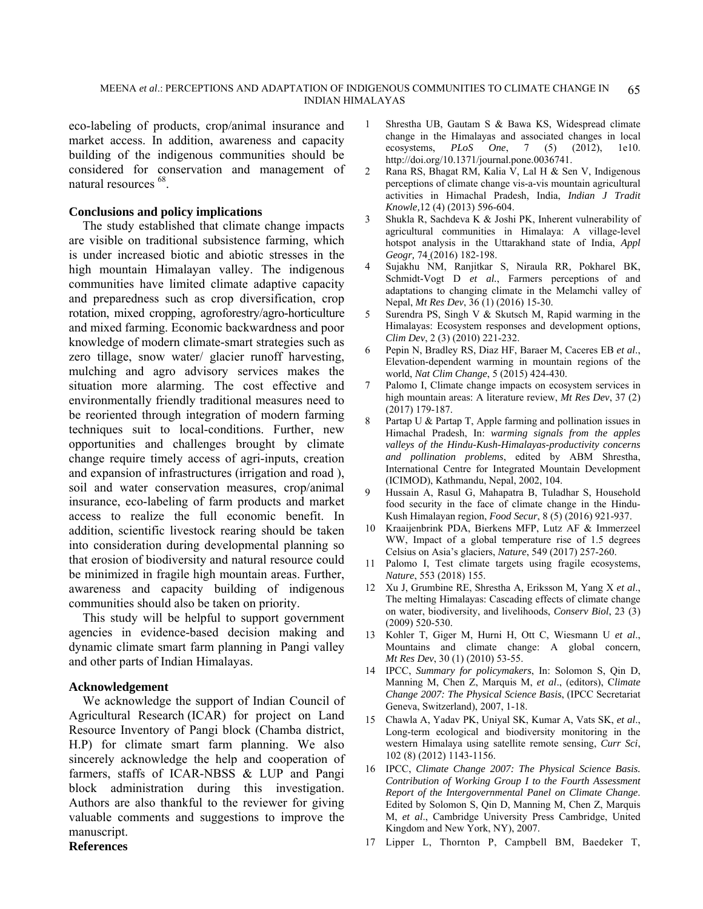eco-labeling of products, crop/animal insurance and market access. In addition, awareness and capacity building of the indigenous communities should be considered for conservation and management of natural resources [68].

## Conclusions and policy implications

The study established that climate change impacts are visible on traditional subsistence farming, which is under increased biotic and abiotic stresses in the high mountain Himalayan valley. The indigenous communities have limited climate adaptive capacity and preparedness such as crop diversification, crop rotation, mixed cropping, agroforestry/agro-horticulture and mixed farming. Economic backwardness and poor knowledge of modern climate-smart strategies such as zero tillage, snow water/ glacier runoff harvesting, mulching and agro advisory services makes the situation more alarming. The cost effective and environmentally friendly traditional measures need to be reoriented through integration of modern farming techniques suit to local-conditions. Further, new opportunities and challenges brought by climate change require timely access of agri-inputs, creation and expansion of infrastructures (irrigation and road ), soil and water conservation measures, crop/animal insurance, eco-labeling of farm products and market access to realize the full economic benefit. In addition, scientific livestock rearing should be taken into consideration during developmental planning so that erosion of biodiversity and natural resource could be minimized in fragile high mountain areas. Further, awareness and capacity building of indigenous communities should also be taken on priority.

This study will be helpful to support government agencies in evidence-based decision making and dynamic climate smart farm planning in Pangi valley and other parts of Indian Himalayas.

## Acknowledgement

We acknowledge the support of Indian Council of Agricultural Research (ICAR) for project on Land Resource Inventory of Pangi block (Chamba district, H.P) for climate smart farm planning. We also sincerely acknowledge the help and cooperation of farmers, staffs of ICAR-NBSS & LUP and Pangi block administration during this investigation. Authors are also thankful to the reviewer for giving valuable comments and suggestions to improve the manuscript.

## References

1. Shrestha UB, Gautam S & Bawa KS, Widespread climate change in the Himalayas and associated changes in local ecosystems, *PLoS One*, 7 (5) (2012), 1e10. http://doi.org/10.1371/journal.pone.0036741.
2. Rana RS, Bhagat RM, Kalia V, Lal H & Sen V, Indigenous perceptions of climate change vis-a-vis mountain agricultural activities in Himachal Pradesh, India, *Indian J Tradit Knowle,*12 (4) (2013) 596-604.
3. Shukla R, Sachdeva K & Joshi PK, Inherent vulnerability of agricultural communities in Himalaya: A village-level hotspot analysis in the Uttarakhand state of India, *Appl Geogr,* 74 (2016) 182-198.
4. Sujakhu NM, Ranjitkar S, Niraula RR, Pokharel BK, Schmidt-Vogt D *et al.*, Farmers perceptions of and adaptations to changing climate in the Melamchi valley of Nepal, *Mt Res Dev*, 36 (1) (2016) 15-30.
5. Surendra PS, Singh V & Skutsch M, Rapid warming in the Himalayas: Ecosystem responses and development options, *Clim Dev*, 2 (3) (2010) 221-232.
6. Pepin N, Bradley RS, Diaz HF, Baraer M, Caceres EB *et al*., Elevation-dependent warming in mountain regions of the world, *Nat Clim Change*, 5 (2015) 424-430.
7. Palomo I, Climate change impacts on ecosystem services in high mountain areas: A literature review, *Mt Res Dev*, 37 (2) (2017) 179-187.
8. Partap U & Partap T, Apple farming and pollination issues in Himachal Pradesh, In: *warming signals from the apples valleys of the Hindu-Kush-Himalayas-productivity concerns and pollination problems*, edited by ABM Shrestha, International Centre for Integrated Mountain Development (ICIMOD), Kathmandu, Nepal, 2002, 104.
9. Hussain A, Rasul G, Mahapatra B, Tuladhar S, Household food security in the face of climate change in the Hindu-Kush Himalayan region, *Food Secur*, 8 (5) (2016) 921-937.
10. Kraaijenbrink PDA, Bierkens MFP, Lutz AF & Immerzeel WW, Impact of a global temperature rise of 1.5 degrees Celsius on Asia's glaciers, *Nature*, 549 (2017) 257-260.
11. Palomo I, Test climate targets using fragile ecosystems, *Nature*, 553 (2018) 155.
12. Xu J, Grumbine RE, Shrestha A, Eriksson M, Yang X *et al*., The melting Himalayas: Cascading effects of climate change on water, biodiversity, and livelihoods, *Conserv Biol*, 23 (3) (2009) 520-530.
13. Kohler T, Giger M, Hurni H, Ott C, Wiesmann U *et al*., Mountains and climate change: A global concern, *Mt Res Dev*, 30 (1) (2010) 53-55.
14. IPCC, *Summary for policymakers*, In: Solomon S, Qin D, Manning M, Chen Z, Marquis M, *et al*., (editors), *Climate Change 2007: The Physical Science Basis*, (IPCC Secretariat Geneva, Switzerland), 2007, 1-18.
15. Chawla A, Yadav PK, Uniyal SK, Kumar A, Vats SK, *et al*., Long-term ecological and biodiversity monitoring in the western Himalaya using satellite remote sensing, *Curr Sci*, 102 (8) (2012) 1143-1156.
16. IPCC, *Climate Change 2007: The Physical Science Basis. Contribution of Working Group I to the Fourth Assessment Report of the Intergovernmental Panel on Climate Change*. Edited by Solomon S, Qin D, Manning M, Chen Z, Marquis M, *et al*., Cambridge University Press Cambridge, United Kingdom and New York, NY), 2007.
17. Lipper L, Thornton P, Campbell BM, Baedeker T,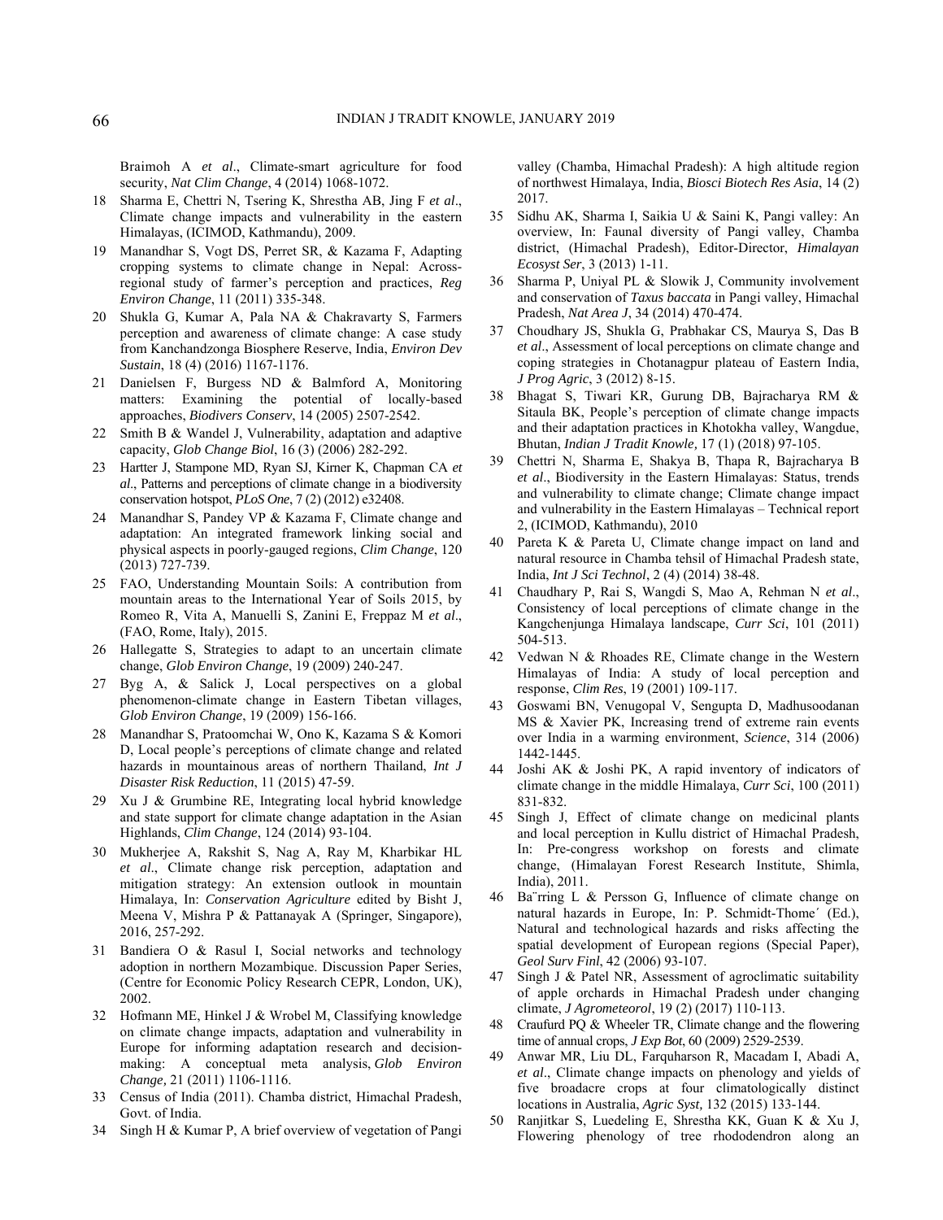Braimoh A *et al*., Climate-smart agriculture for food security, *Nat Clim Change*, 4 (2014) 1068-1072.

18 Sharma E, Chettri N, Tsering K, Shrestha AB, Jing F *et al*., Climate change impacts and vulnerability in the eastern Himalayas, (ICIMOD, Kathmandu), 2009.

19 Manandhar S, Vogt DS, Perret SR, & Kazama F, Adapting cropping systems to climate change in Nepal: Across-regional study of farmer's perception and practices, *Reg Environ Change*, 11 (2011) 335-348.

20 Shukla G, Kumar A, Pala NA & Chakravarty S, Farmers perception and awareness of climate change: A case study from Kanchandzonga Biosphere Reserve, India, *Environ Dev Sustain*, 18 (4) (2016) 1167-1176.

21 Danielsen F, Burgess ND & Balmford A, Monitoring matters: Examining the potential of locally-based approaches, *Biodivers Conserv*, 14 (2005) 2507-2542.

22 Smith B & Wandel J, Vulnerability, adaptation and adaptive capacity, *Glob Change Biol*, 16 (3) (2006) 282-292.

23 Hartter J, Stampone MD, Ryan SJ, Kirner K, Chapman CA *et al*., Patterns and perceptions of climate change in a biodiversity conservation hotspot, *PLoS One*, 7 (2) (2012) e32408.

24 Manandhar S, Pandey VP & Kazama F, Climate change and adaptation: An integrated framework linking social and physical aspects in poorly-gauged regions, *Clim Change*, 120 (2013) 727-739.

25 FAO, Understanding Mountain Soils: A contribution from mountain areas to the International Year of Soils 2015, by Romeo R, Vita A, Manuelli S, Zanini E, Freppaz M *et al*., (FAO, Rome, Italy), 2015.

26 Hallegatte S, Strategies to adapt to an uncertain climate change, *Glob Environ Change*, 19 (2009) 240-247.

27 Byg A, & Salick J, Local perspectives on a global phenomenon-climate change in Eastern Tibetan villages, *Glob Environ Change*, 19 (2009) 156-166.

28 Manandhar S, Pratoomchai W, Ono K, Kazama S & Komori D, Local people's perceptions of climate change and related hazards in mountainous areas of northern Thailand, *Int J Disaster Risk Reduction*, 11 (2015) 47-59.

29 Xu J & Grumbine RE, Integrating local hybrid knowledge and state support for climate change adaptation in the Asian Highlands, *Clim Change*, 124 (2014) 93-104.

30 Mukherjee A, Rakshit S, Nag A, Ray M, Kharbikar HL *et al*., Climate change risk perception, adaptation and mitigation strategy: An extension outlook in mountain Himalaya, In: *Conservation Agriculture* edited by Bisht J, Meena V, Mishra P & Pattanayak A (Springer, Singapore), 2016, 257-292.

31 Bandiera O & Rasul I, Social networks and technology adoption in northern Mozambique. Discussion Paper Series, (Centre for Economic Policy Research CEPR, London, UK), 2002.

32 Hofmann ME, Hinkel J & Wrobel M, Classifying knowledge on climate change impacts, adaptation and vulnerability in Europe for informing adaptation research and decision-making: A conceptual meta analysis, *Glob Environ Change,* 21 (2011) 1106-1116.

33 Census of India (2011). Chamba district, Himachal Pradesh, Govt. of India.

34 Singh H & Kumar P, A brief overview of vegetation of Pangi valley (Chamba, Himachal Pradesh): A high altitude region of northwest Himalaya, India, *Biosci Biotech Res Asia*, 14 (2) 2017.

35 Sidhu AK, Sharma I, Saikia U & Saini K, Pangi valley: An overview, In: Faunal diversity of Pangi valley, Chamba district, (Himachal Pradesh), Editor-Director, *Himalayan Ecosyst Ser*, 3 (2013) 1-11.

36 Sharma P, Uniyal PL & Slowik J, Community involvement and conservation of *Taxus baccata* in Pangi valley, Himachal Pradesh, *Nat Area J*, 34 (2014) 470-474.

37 Choudhary JS, Shukla G, Prabhakar CS, Maurya S, Das B *et al*., Assessment of local perceptions on climate change and coping strategies in Chotanagpur plateau of Eastern India, *J Prog Agric*, 3 (2012) 8-15.

38 Bhagat S, Tiwari KR, Gurung DB, Bajracharya RM & Sitaula BK, People's perception of climate change impacts and their adaptation practices in Khotokha valley, Wangdue, Bhutan, *Indian J Tradit Knowle,* 17 (1) (2018) 97-105.

39 Chettri N, Sharma E, Shakya B, Thapa R, Bajracharya B *et al*., Biodiversity in the Eastern Himalayas: Status, trends and vulnerability to climate change; Climate change impact and vulnerability in the Eastern Himalayas – Technical report 2, (ICIMOD, Kathmandu), 2010

40 Pareta K & Pareta U, Climate change impact on land and natural resource in Chamba tehsil of Himachal Pradesh state, India, *Int J Sci Technol*, 2 (4) (2014) 38-48.

41 Chaudhary P, Rai S, Wangdi S, Mao A, Rehman N *et al*., Consistency of local perceptions of climate change in the Kangchenjunga Himalaya landscape, *Curr Sci*, 101 (2011) 504-513.

42 Vedwan N & Rhoades RE, Climate change in the Western Himalayas of India: A study of local perception and response, *Clim Res*, 19 (2001) 109-117.

43 Goswami BN, Venugopal V, Sengupta D, Madhusoodanan MS & Xavier PK, Increasing trend of extreme rain events over India in a warming environment, *Science*, 314 (2006) 1442-1445.

44 Joshi AK & Joshi PK, A rapid inventory of indicators of climate change in the middle Himalaya, *Curr Sci*, 100 (2011) 831-832.

45 Singh J, Effect of climate change on medicinal plants and local perception in Kullu district of Himachal Pradesh, In: Pre-congress workshop on forests and climate change, (Himalayan Forest Research Institute, Shimla, India), 2011.

46 Ba¨rring L & Persson G, Influence of climate change on natural hazards in Europe, In: P. Schmidt-Thome´ (Ed.), Natural and technological hazards and risks affecting the spatial development of European regions (Special Paper), *Geol Surv Finl*, 42 (2006) 93-107.

47 Singh J & Patel NR, Assessment of agroclimatic suitability of apple orchards in Himachal Pradesh under changing climate, *J Agrometeorol*, 19 (2) (2017) 110-113.

48 Craufurd PQ & Wheeler TR, Climate change and the flowering time of annual crops, *J Exp Bot*, 60 (2009) 2529-2539.

49 Anwar MR, Liu DL, Farquharson R, Macadam I, Abadi A, *et al*., Climate change impacts on phenology and yields of five broadacre crops at four climatologically distinct locations in Australia, *Agric Syst,* 132 (2015) 133-144.

50 Ranjitkar S, Luedeling E, Shrestha KK, Guan K & Xu J, Flowering phenology of tree rhododendron along an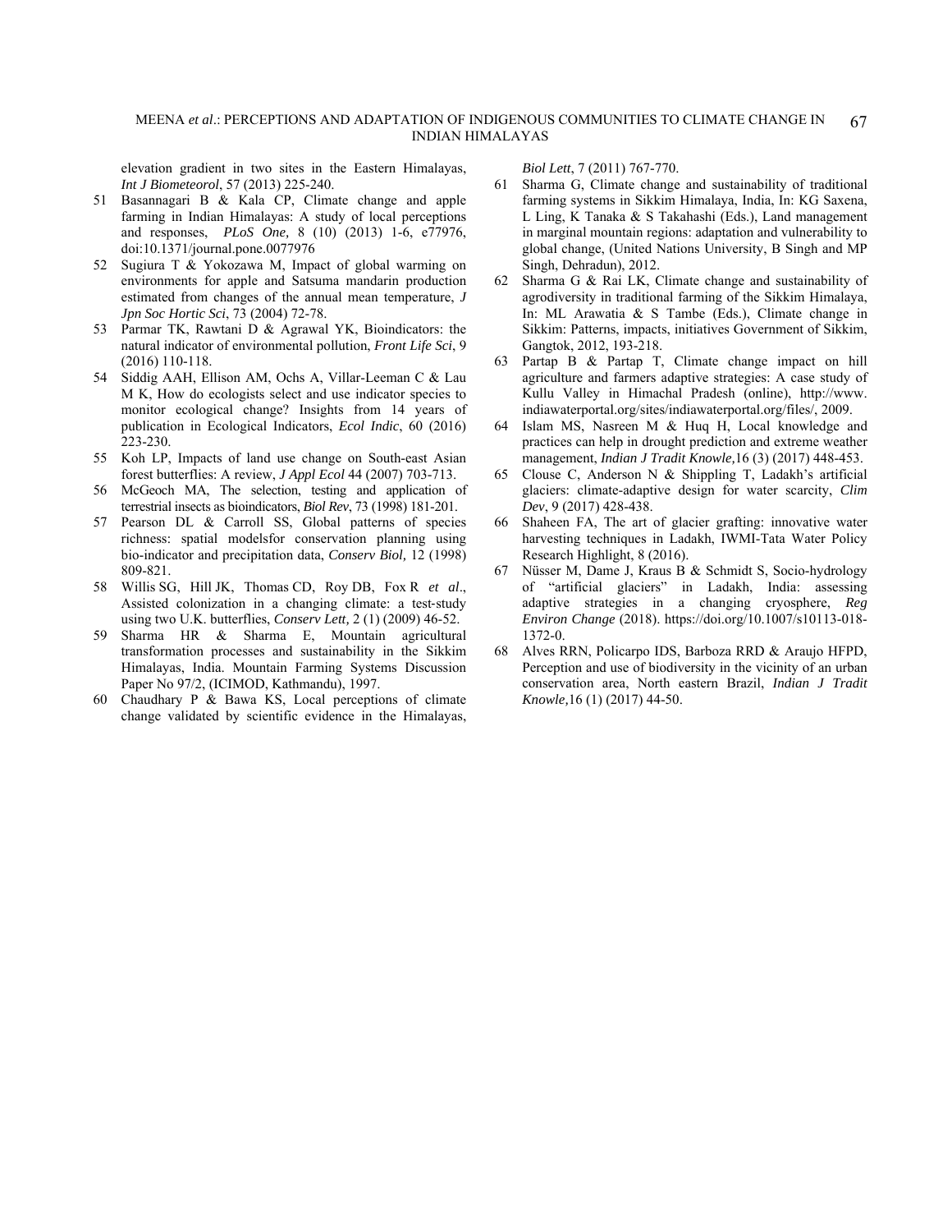elevation gradient in two sites in the Eastern Himalayas, *Int J Biometeorol*, 57 (2013) 225-240.

51 Basannagari B & Kala CP, Climate change and apple farming in Indian Himalayas: A study of local perceptions and responses, *PLoS One,* 8 (10) (2013) 1-6, e77976, doi:10.1371/journal.pone.0077976

52 Sugiura T & Yokozawa M, Impact of global warming on environments for apple and Satsuma mandarin production estimated from changes of the annual mean temperature, *J Jpn Soc Hortic Sci*, 73 (2004) 72-78.

53 Parmar TK, Rawtani D & Agrawal YK, Bioindicators: the natural indicator of environmental pollution, *Front Life Sci*, 9 (2016) 110-118.

54 Siddig AAH, Ellison AM, Ochs A, Villar-Leeman C & Lau M K, How do ecologists select and use indicator species to monitor ecological change? Insights from 14 years of publication in Ecological Indicators, *Ecol Indic*, 60 (2016) 223-230.

55 Koh LP, Impacts of land use change on South-east Asian forest butterflies: A review, *J Appl Ecol* 44 (2007) 703-713.

56 McGeoch MA, The selection, testing and application of terrestrial insects as bioindicators, *Biol Rev*, 73 (1998) 181-201.

57 Pearson DL & Carroll SS, Global patterns of species richness: spatial modelsfor conservation planning using bio-indicator and precipitation data, *Conserv Biol,* 12 (1998) 809-821.

58 Willis SG, Hill JK, Thomas CD, Roy DB, Fox R *et al*., Assisted colonization in a changing climate: a test-study using two U.K. butterflies, *Conserv Lett,* 2 (1) (2009) 46-52.

59 Sharma HR & Sharma E, Mountain agricultural transformation processes and sustainability in the Sikkim Himalayas, India. Mountain Farming Systems Discussion Paper No 97/2, (ICIMOD, Kathmandu), 1997.

60 Chaudhary P & Bawa KS, Local perceptions of climate change validated by scientific evidence in the Himalayas, *Biol Lett*, 7 (2011) 767-770.

61 Sharma G, Climate change and sustainability of traditional farming systems in Sikkim Himalaya, India, In: KG Saxena, L Ling, K Tanaka & S Takahashi (Eds.), Land management in marginal mountain regions: adaptation and vulnerability to global change, (United Nations University, B Singh and MP Singh, Dehradun), 2012.

62 Sharma G & Rai LK, Climate change and sustainability of agrodiversity in traditional farming of the Sikkim Himalaya, In: ML Arawatia & S Tambe (Eds.), Climate change in Sikkim: Patterns, impacts, initiatives Government of Sikkim, Gangtok, 2012, 193-218.

63 Partap B & Partap T, Climate change impact on hill agriculture and farmers adaptive strategies: A case study of Kullu Valley in Himachal Pradesh (online), http://www.indiawaterportal.org/sites/indiawaterportal.org/files/, 2009.

64 Islam MS, Nasreen M & Huq H, Local knowledge and practices can help in drought prediction and extreme weather management, *Indian J Tradit Knowle,*16 (3) (2017) 448-453.

65 Clouse C, Anderson N & Shippling T, Ladakh's artificial glaciers: climate-adaptive design for water scarcity, *Clim Dev*, 9 (2017) 428-438.

66 Shaheen FA, The art of glacier grafting: innovative water harvesting techniques in Ladakh, IWMI-Tata Water Policy Research Highlight, 8 (2016).

67 Nüsser M, Dame J, Kraus B & Schmidt S, Socio-hydrology of "artificial glaciers" in Ladakh, India: assessing adaptive strategies in a changing cryosphere, *Reg Environ Change* (2018). https://doi.org/10.1007/s10113-018-1372-0.

68 Alves RRN, Policarpo IDS, Barboza RRD & Araujo HFPD, Perception and use of biodiversity in the vicinity of an urban conservation area, North eastern Brazil, *Indian J Tradit Knowle,*16 (1) (2017) 44-50.